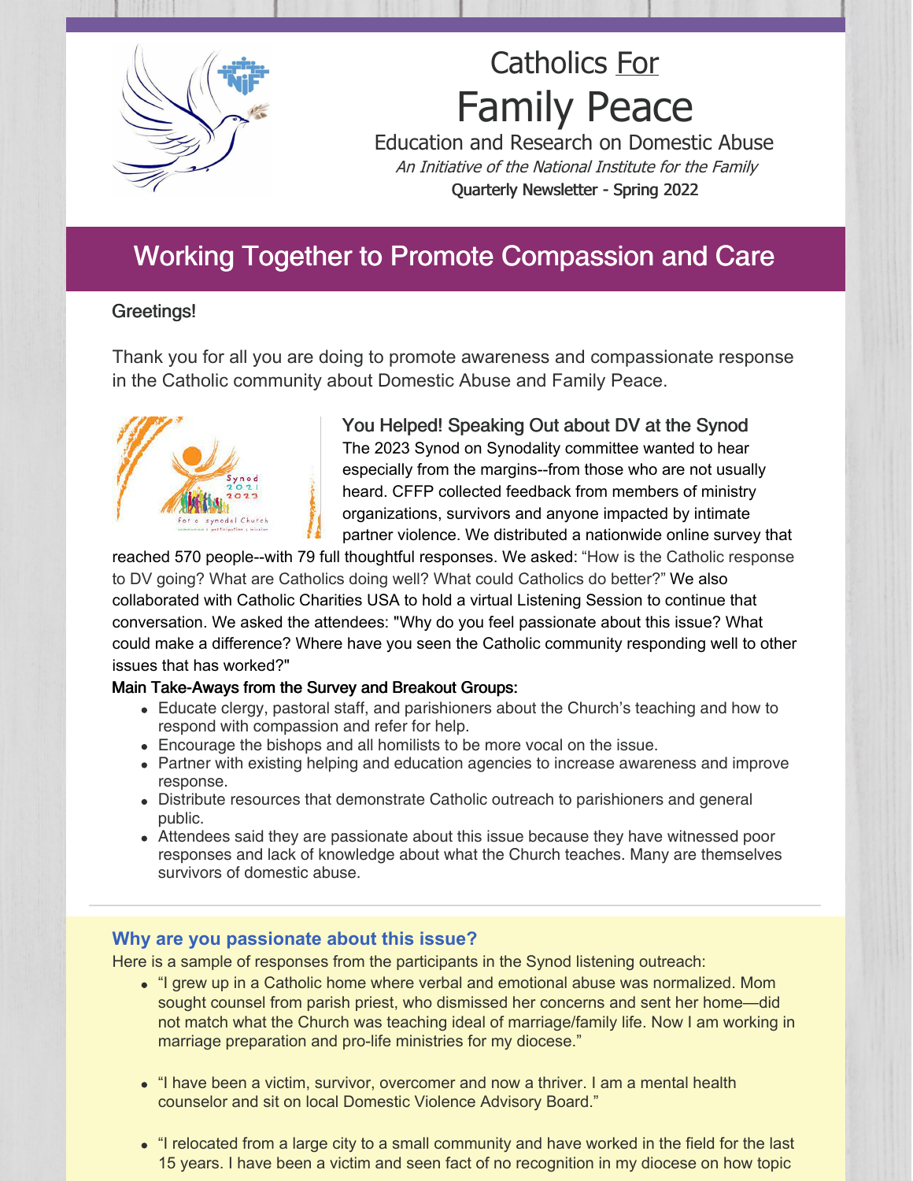# Catholics For Family Peace

Education and Research on Domestic Abuse

*An Initiative of the National Institute for the Family*

Quarterly Newsletter - Spring 2022

## Working Together to Promote Compassion and Care

Greetings!

Thank you for all you are doing to promote awareness and compassionate response in the Catholic community about Domestic Abuse and Family Peace.

### You Helped! Speaking Out about DV at the Synod

The 2023 Synod on Synodality committee wanted to hear especially from the margins--from those who are not usually heard. CFFP collected feedback from members of ministry organizations, survivors and anyone impacted by intimate partner violence. We distributed a nationwide online survey that reached 570 people--with 79 full thoughtful responses. We asked: "How is the Catholic response to DV going? What are Catholics doing well? What could Catholics do better?" We also collaborated with Catholic Charities USA to hold a virtual Listening Session to continue that conversation. We asked the attendees: "Why do you feel passionate about this issue? What could make a difference? Where have you seen the Catholic community responding well to other issues that has worked?"

**Main Take-Aways from the Survey and Breakout Groups:**

- Educate clergy, pastoral staff, and parishioners about the Church's teaching and how to respond with compassion and refer for help.
- Encourage the bishops and all homilists to be more vocal on the issue.
- Partner with existing helping and education agencies to increase awareness and improve response.
- Distribute resources that demonstrate Catholic outreach to parishioners and general public.
- Attendees said they are passionate about this issue because they have witnessed poor responses and lack of knowledge about what the Church teaches. Many are themselves survivors of domestic abuse.

---

### Why are you passionate about this issue?

Here is a sample of responses from the participants in the Synod listening outreach:

- "I grew up in a Catholic home where verbal and emotional abuse was normalized. Mom sought counsel from parish priest, who dismissed her concerns and sent her home—did not match what the Church was teaching ideal of marriage/family life. Now I am working in marriage preparation and pro-life ministries for my diocese."
- "I have been a victim, survivor, overcomer and now a thriver. I am a mental health counselor and sit on local Domestic Violence Advisory Board."
- "I relocated from a large city to a small community and have worked in the field for the last 15 years. I have been a victim and seen fact of no recognition in my diocese on how topic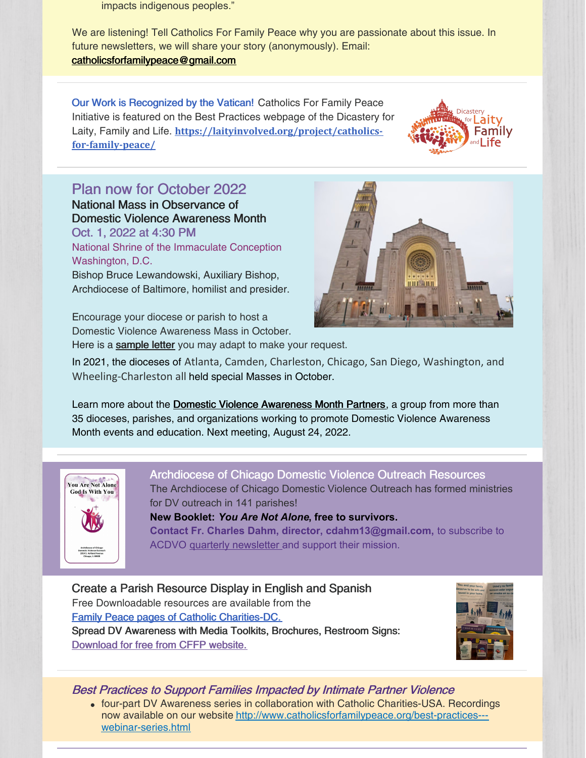impacts indigenous peoples."

We are listening! Tell Catholics For Family Peace why you are passionate about this issue. In future newsletters, we will share your story (anonymously). Email: catholicsforfamilypeace@gmail.com

---

**Our Work is Recognized by the Vatican!** Catholics For Family Peace Initiative is featured on the Best Practices webpage of the Dicastery for Laity, Family and Life. **https://laityinvolved.org/project/catholics-for-family-peace/**

---

## Plan now for October 2022

### National Mass in Observance of Domestic Violence Awareness Month

Oct. 1, 2022 at 4:30 PM

National Shrine of the Immaculate Conception
Washington, D.C.

Bishop Bruce Lewandowski, Auxiliary Bishop, Archdiocese of Baltimore, homilist and presider.

Encourage your diocese or parish to host a Domestic Violence Awareness Mass in October. Here is a sample letter you may adapt to make your request.

In 2021, the dioceses of Atlanta, Camden, Charleston, Chicago, San Diego, Washington, and Wheeling-Charleston all held special Masses in October.

Learn more about the Domestic Violence Awareness Month Partners, a group from more than 35 dioceses, parishes, and organizations working to promote Domestic Violence Awareness Month events and education. Next meeting, August 24, 2022.

---

### Archdiocese of Chicago Domestic Violence Outreach Resources

The Archdiocese of Chicago Domestic Violence Outreach has formed ministries for DV outreach in 141 parishes!

**New Booklet: *You Are Not Alone*, free to survivors.**

**Contact Fr. Charles Dahm, director, cdahm13@gmail.com,** to subscribe to ACDVO quarterly newsletter and support their mission.

### Create a Parish Resource Display in English and Spanish

Free Downloadable resources are available from the Family Peace pages of Catholic Charities-DC.

Spread DV Awareness with Media Toolkits, Brochures, Restroom Signs: Download for free from CFFP website.

---

### *Best Practices to Support Families Impacted by Intimate Partner Violence*

- four-part DV Awareness series in collaboration with Catholic Charities-USA. Recordings now available on our website http://www.catholicsforfamilypeace.org/best-practices---webinar-series.html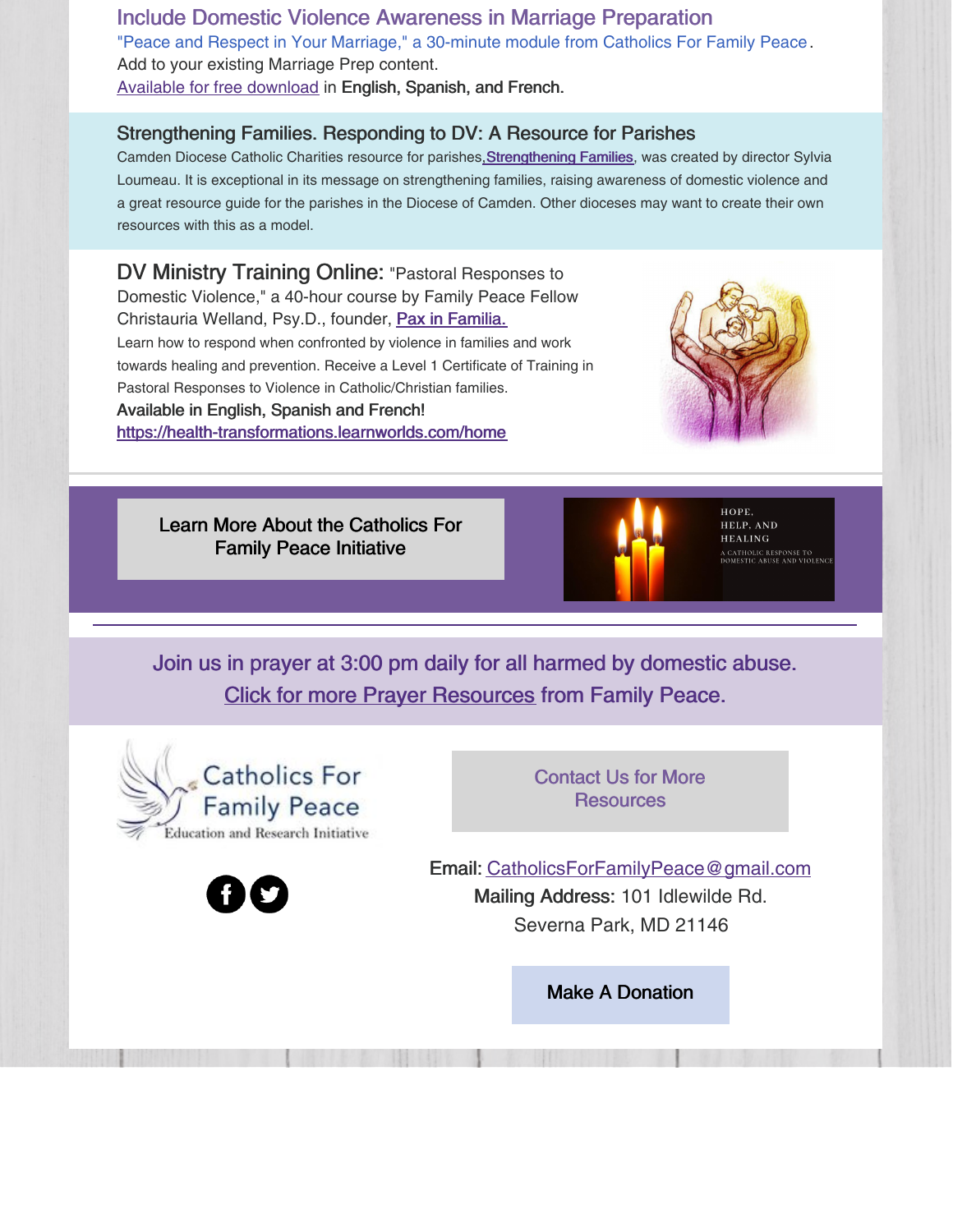## Include Domestic Violence Awareness in Marriage Preparation

"Peace and Respect in Your Marriage," a 30-minute module from Catholics For Family Peace.
Add to your existing Marriage Prep content.
Available for free download in **English, Spanish, and French.**

## Strengthening Families. Responding to DV: A Resource for Parishes

Camden Diocese Catholic Charities resource for parishes, **Strengthening Families**, was created by director Sylvia Loumeau. It is exceptional in its message on strengthening families, raising awareness of domestic violence and a great resource guide for the parishes in the Diocese of Camden. Other dioceses may want to create their own resources with this as a model.

## DV Ministry Training Online:

"Pastoral Responses to Domestic Violence," a 40-hour course by Family Peace Fellow Christauria Welland, Psy.D., founder, Pax in Familia.

Learn how to respond when confronted by violence in families and work towards healing and prevention. Receive a Level 1 Certificate of Training in Pastoral Responses to Violence in Catholic/Christian families.

**Available in English, Spanish and French!**

https://health-transformations.learnworlds.com/home

Learn More About the Catholics For Family Peace Initiative

HOPE, HELP, AND HEALING
A CATHOLIC RESPONSE TO DOMESTIC ABUSE AND VIOLENCE

Join us in prayer at 3:00 pm daily for all harmed by domestic abuse.
Click for more Prayer Resources from Family Peace.

Catholics For Family Peace
Education and Research Initiative

Contact Us for More Resources

Email: CatholicsForFamilyPeace@gmail.com
**Mailing Address:** 101 Idlewilde Rd.
Severna Park, MD 21146

Make A Donation